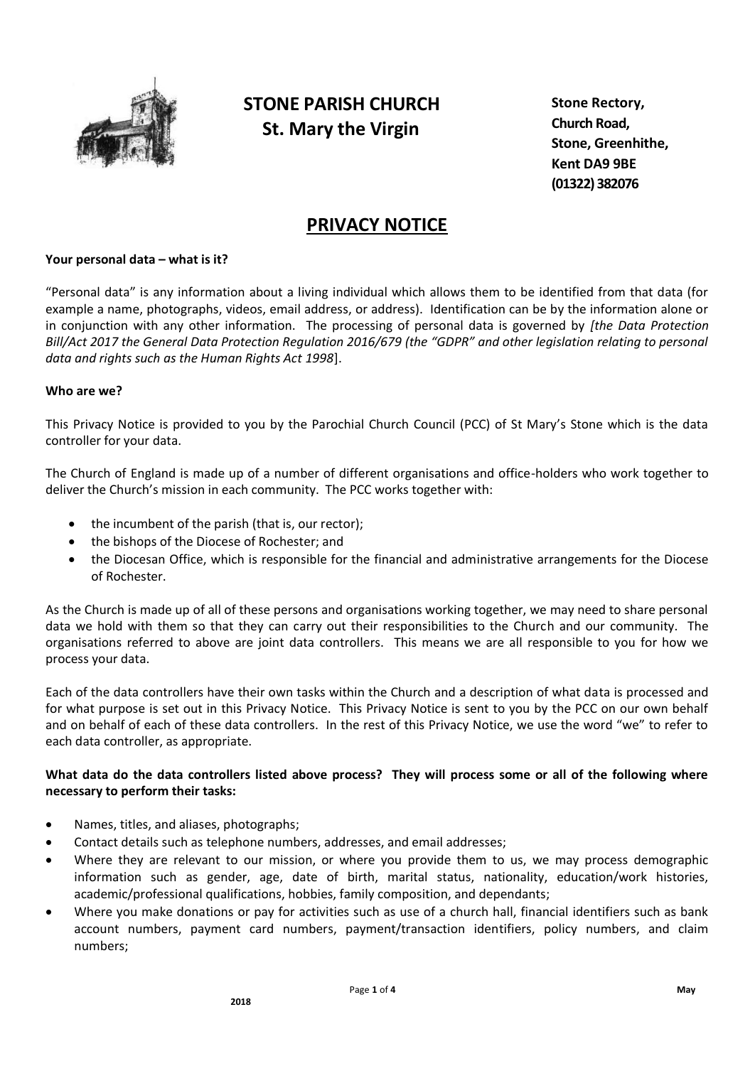# STONE PARISH CHURCH
## St. Mary the Virgin

**Stone Rectory,**
**Church Road,**
**Stone, Greenhithe,**
**Kent DA9 9BE**
**(01322) 382076**

## PRIVACY NOTICE

**Your personal data – what is it?**

"Personal data" is any information about a living individual which allows them to be identified from that data (for example a name, photographs, videos, email address, or address). Identification can be by the information alone or in conjunction with any other information. The processing of personal data is governed by *[the Data Protection Bill/Act 2017 the General Data Protection Regulation 2016/679 (the "GDPR" and other legislation relating to personal data and rights such as the Human Rights Act 1998*].

**Who are we?**

This Privacy Notice is provided to you by the Parochial Church Council (PCC) of St Mary's Stone which is the data controller for your data.

The Church of England is made up of a number of different organisations and office-holders who work together to deliver the Church's mission in each community. The PCC works together with:

- the incumbent of the parish (that is, our rector);
- the bishops of the Diocese of Rochester; and
- the Diocesan Office, which is responsible for the financial and administrative arrangements for the Diocese of Rochester.

As the Church is made up of all of these persons and organisations working together, we may need to share personal data we hold with them so that they can carry out their responsibilities to the Church and our community. The organisations referred to above are joint data controllers. This means we are all responsible to you for how we process your data.

Each of the data controllers have their own tasks within the Church and a description of what data is processed and for what purpose is set out in this Privacy Notice. This Privacy Notice is sent to you by the PCC on our own behalf and on behalf of each of these data controllers. In the rest of this Privacy Notice, we use the word "we" to refer to each data controller, as appropriate.

**What data do the data controllers listed above process? They will process some or all of the following where necessary to perform their tasks:**

- Names, titles, and aliases, photographs;
- Contact details such as telephone numbers, addresses, and email addresses;
- Where they are relevant to our mission, or where you provide them to us, we may process demographic information such as gender, age, date of birth, marital status, nationality, education/work histories, academic/professional qualifications, hobbies, family composition, and dependants;
- Where you make donations or pay for activities such as use of a church hall, financial identifiers such as bank account numbers, payment card numbers, payment/transaction identifiers, policy numbers, and claim numbers;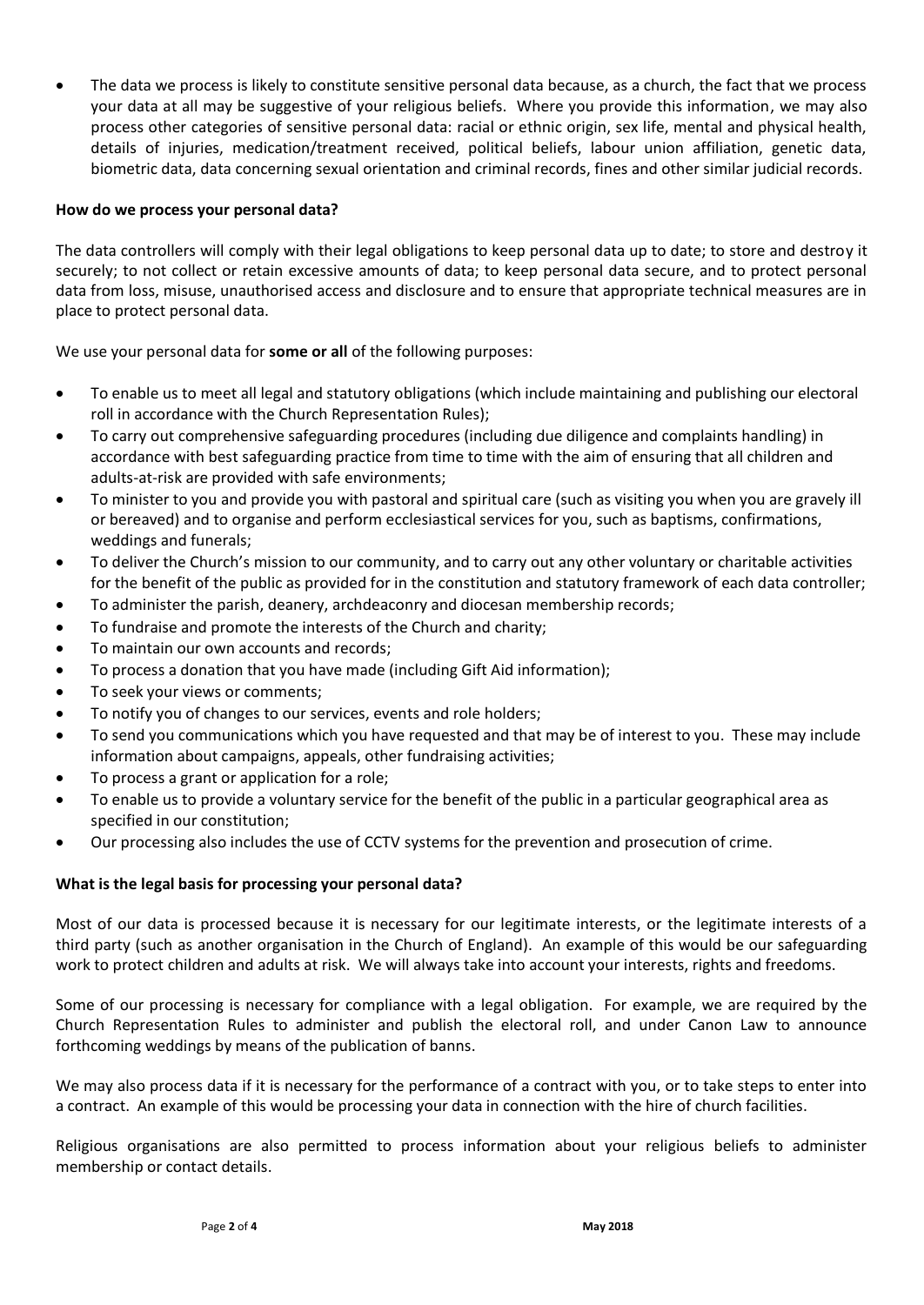- The data we process is likely to constitute sensitive personal data because, as a church, the fact that we process your data at all may be suggestive of your religious beliefs. Where you provide this information, we may also process other categories of sensitive personal data: racial or ethnic origin, sex life, mental and physical health, details of injuries, medication/treatment received, political beliefs, labour union affiliation, genetic data, biometric data, data concerning sexual orientation and criminal records, fines and other similar judicial records.

**How do we process your personal data?**

The data controllers will comply with their legal obligations to keep personal data up to date; to store and destroy it securely; to not collect or retain excessive amounts of data; to keep personal data secure, and to protect personal data from loss, misuse, unauthorised access and disclosure and to ensure that appropriate technical measures are in place to protect personal data.

We use your personal data for **some or all** of the following purposes:

- To enable us to meet all legal and statutory obligations (which include maintaining and publishing our electoral roll in accordance with the Church Representation Rules);
- To carry out comprehensive safeguarding procedures (including due diligence and complaints handling) in accordance with best safeguarding practice from time to time with the aim of ensuring that all children and adults-at-risk are provided with safe environments;
- To minister to you and provide you with pastoral and spiritual care (such as visiting you when you are gravely ill or bereaved) and to organise and perform ecclesiastical services for you, such as baptisms, confirmations, weddings and funerals;
- To deliver the Church's mission to our community, and to carry out any other voluntary or charitable activities for the benefit of the public as provided for in the constitution and statutory framework of each data controller;
- To administer the parish, deanery, archdeaconry and diocesan membership records;
- To fundraise and promote the interests of the Church and charity;
- To maintain our own accounts and records;
- To process a donation that you have made (including Gift Aid information);
- To seek your views or comments;
- To notify you of changes to our services, events and role holders;
- To send you communications which you have requested and that may be of interest to you. These may include information about campaigns, appeals, other fundraising activities;
- To process a grant or application for a role;
- To enable us to provide a voluntary service for the benefit of the public in a particular geographical area as specified in our constitution;
- Our processing also includes the use of CCTV systems for the prevention and prosecution of crime.

**What is the legal basis for processing your personal data?**

Most of our data is processed because it is necessary for our legitimate interests, or the legitimate interests of a third party (such as another organisation in the Church of England). An example of this would be our safeguarding work to protect children and adults at risk. We will always take into account your interests, rights and freedoms.

Some of our processing is necessary for compliance with a legal obligation. For example, we are required by the Church Representation Rules to administer and publish the electoral roll, and under Canon Law to announce forthcoming weddings by means of the publication of banns.

We may also process data if it is necessary for the performance of a contract with you, or to take steps to enter into a contract. An example of this would be processing your data in connection with the hire of church facilities.

Religious organisations are also permitted to process information about your religious beliefs to administer membership or contact details.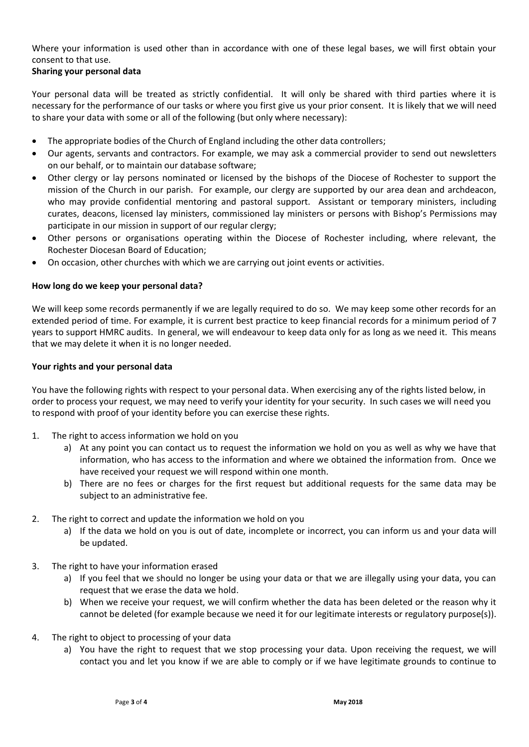Where your information is used other than in accordance with one of these legal bases, we will first obtain your consent to that use.

**Sharing your personal data**

Your personal data will be treated as strictly confidential. It will only be shared with third parties where it is necessary for the performance of our tasks or where you first give us your prior consent. It is likely that we will need to share your data with some or all of the following (but only where necessary):

- The appropriate bodies of the Church of England including the other data controllers;
- Our agents, servants and contractors. For example, we may ask a commercial provider to send out newsletters on our behalf, or to maintain our database software;
- Other clergy or lay persons nominated or licensed by the bishops of the Diocese of Rochester to support the mission of the Church in our parish. For example, our clergy are supported by our area dean and archdeacon, who may provide confidential mentoring and pastoral support. Assistant or temporary ministers, including curates, deacons, licensed lay ministers, commissioned lay ministers or persons with Bishop's Permissions may participate in our mission in support of our regular clergy;
- Other persons or organisations operating within the Diocese of Rochester including, where relevant, the Rochester Diocesan Board of Education;
- On occasion, other churches with which we are carrying out joint events or activities.

**How long do we keep your personal data?**

We will keep some records permanently if we are legally required to do so. We may keep some other records for an extended period of time. For example, it is current best practice to keep financial records for a minimum period of 7 years to support HMRC audits. In general, we will endeavour to keep data only for as long as we need it. This means that we may delete it when it is no longer needed.

**Your rights and your personal data**

You have the following rights with respect to your personal data. When exercising any of the rights listed below, in order to process your request, we may need to verify your identity for your security. In such cases we will need you to respond with proof of your identity before you can exercise these rights.

1. The right to access information we hold on you
   a) At any point you can contact us to request the information we hold on you as well as why we have that information, who has access to the information and where we obtained the information from. Once we have received your request we will respond within one month.
   b) There are no fees or charges for the first request but additional requests for the same data may be subject to an administrative fee.

2. The right to correct and update the information we hold on you
   a) If the data we hold on you is out of date, incomplete or incorrect, you can inform us and your data will be updated.

3. The right to have your information erased
   a) If you feel that we should no longer be using your data or that we are illegally using your data, you can request that we erase the data we hold.
   b) When we receive your request, we will confirm whether the data has been deleted or the reason why it cannot be deleted (for example because we need it for our legitimate interests or regulatory purpose(s)).

4. The right to object to processing of your data
   a) You have the right to request that we stop processing your data. Upon receiving the request, we will contact you and let you know if we are able to comply or if we have legitimate grounds to continue to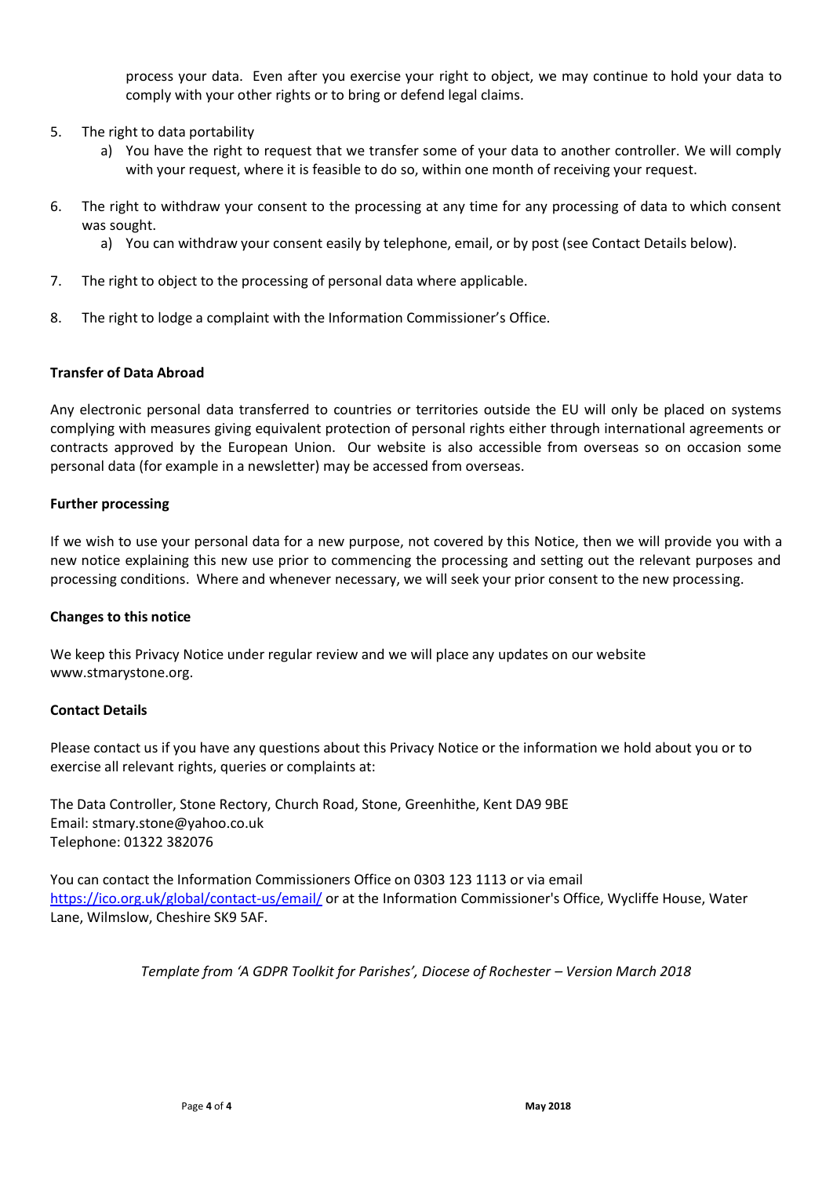process your data. Even after you exercise your right to object, we may continue to hold your data to comply with your other rights or to bring or defend legal claims.

5. The right to data portability
   a) You have the right to request that we transfer some of your data to another controller. We will comply with your request, where it is feasible to do so, within one month of receiving your request.

6. The right to withdraw your consent to the processing at any time for any processing of data to which consent was sought.
   a) You can withdraw your consent easily by telephone, email, or by post (see Contact Details below).

7. The right to object to the processing of personal data where applicable.

8. The right to lodge a complaint with the Information Commissioner's Office.

**Transfer of Data Abroad**

Any electronic personal data transferred to countries or territories outside the EU will only be placed on systems complying with measures giving equivalent protection of personal rights either through international agreements or contracts approved by the European Union. Our website is also accessible from overseas so on occasion some personal data (for example in a newsletter) may be accessed from overseas.

**Further processing**

If we wish to use your personal data for a new purpose, not covered by this Notice, then we will provide you with a new notice explaining this new use prior to commencing the processing and setting out the relevant purposes and processing conditions. Where and whenever necessary, we will seek your prior consent to the new processing.

**Changes to this notice**

We keep this Privacy Notice under regular review and we will place any updates on our website www.stmarystone.org.

**Contact Details**

Please contact us if you have any questions about this Privacy Notice or the information we hold about you or to exercise all relevant rights, queries or complaints at:

The Data Controller, Stone Rectory, Church Road, Stone, Greenhithe, Kent DA9 9BE
Email: stmary.stone@yahoo.co.uk
Telephone: 01322 382076

You can contact the Information Commissioners Office on 0303 123 1113 or via email https://ico.org.uk/global/contact-us/email/ or at the Information Commissioner's Office, Wycliffe House, Water Lane, Wilmslow, Cheshire SK9 5AF.

*Template from 'A GDPR Toolkit for Parishes', Diocese of Rochester – Version March 2018*

May 2018